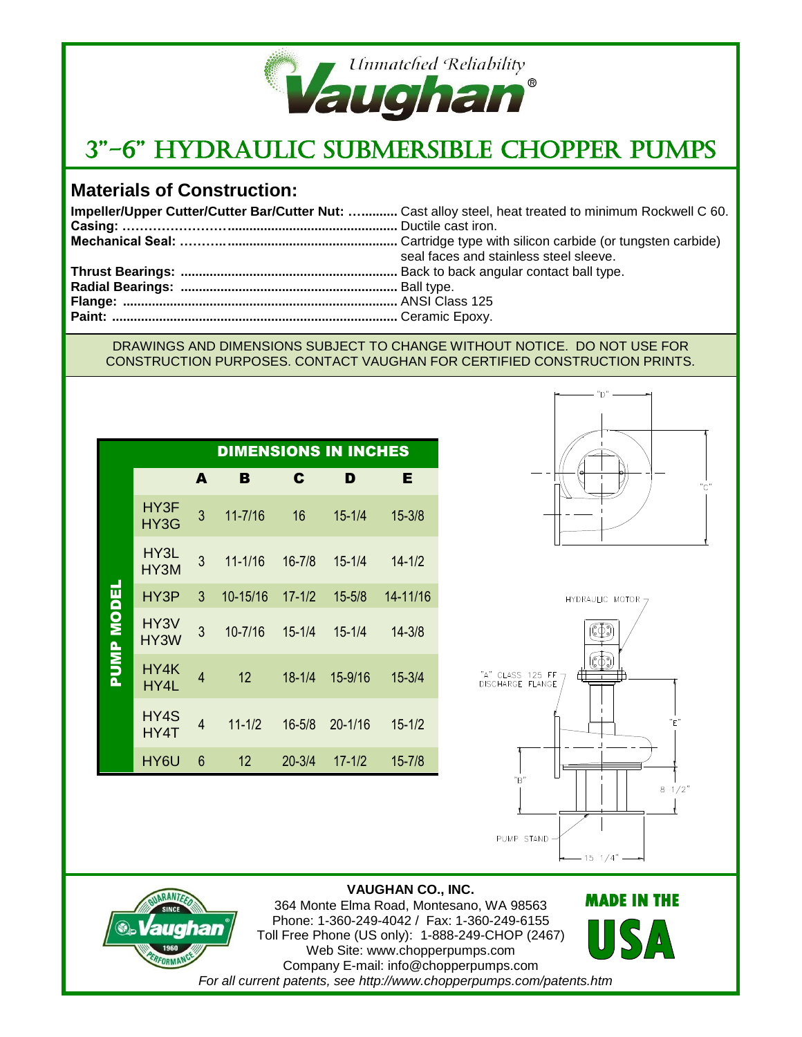Unmatched Reliability

**Vaughan®**

# 3"-6" HYDRAULIC SUBMERSIBLE CHOPPER PUMPS

## Materials of Construction:

**Impeller/Upper Cutter/Cutter Bar/Cutter Nut: …..........** Cast alloy steel, heat treated to minimum Rockwell C 60.
**Casing: ……………………..............................................** Ductile cast iron.
**Mechanical Seal: ………..............................................** Cartridge type with silicon carbide (or tungsten carbide) seal faces and stainless steel sleeve.
**Thrust Bearings: ...........................................................** Back to back angular contact ball type.
**Radial Bearings: ...........................................................** Ball type.
**Flange: ...........................................................................** ANSI Class 125
**Paint: ..............................................................................** Ceramic Epoxy.

DRAWINGS AND DIMENSIONS SUBJECT TO CHANGE WITHOUT NOTICE. DO NOT USE FOR CONSTRUCTION PURPOSES. CONTACT VAUGHAN FOR CERTIFIED CONSTRUCTION PRINTS.

| PUMP MODEL | DIMENSIONS IN INCHES | | | | |
|---|---|---|---|---|---|
| | A | B | C | D | E |
| HY3F HY3G | 3 | 11-7/16 | 16 | 15-1/4 | 15-3/8 |
| HY3L HY3M | 3 | 11-1/16 | 16-7/8 | 15-1/4 | 14-1/2 |
| HY3P | 3 | 10-15/16 | 17-1/2 | 15-5/8 | 14-11/16 |
| HY3V HY3W | 3 | 10-7/16 | 15-1/4 | 15-1/4 | 14-3/8 |
| HY4K HY4L | 4 | 12 | 18-1/4 | 15-9/16 | 15-3/4 |
| HY4S HY4T | 4 | 11-1/2 | 16-5/8 | 20-1/16 | 15-1/2 |
| HY6U | 6 | 12 | 20-3/4 | 17-1/2 | 15-7/8 |

"D"

"C"

HYDRAULIC MOTOR

"A" CLASS 125 FF DISCHARGE FLANGE

"E"

"B"

8 1/2"

PUMP STAND

15 1/4"

GUARANTEED PERFORMANCE SINCE 1960 Vaughan

**VAUGHAN CO., INC.**
364 Monte Elma Road, Montesano, WA 98563
Phone: 1-360-249-4042 / Fax: 1-360-249-6155
Toll Free Phone (US only): 1-888-249-CHOP (2467)
Web Site: www.chopperpumps.com
Company E-mail: info@chopperpumps.com
*For all current patents, see http://www.chopperpumps.com/patents.htm*

MADE IN THE USA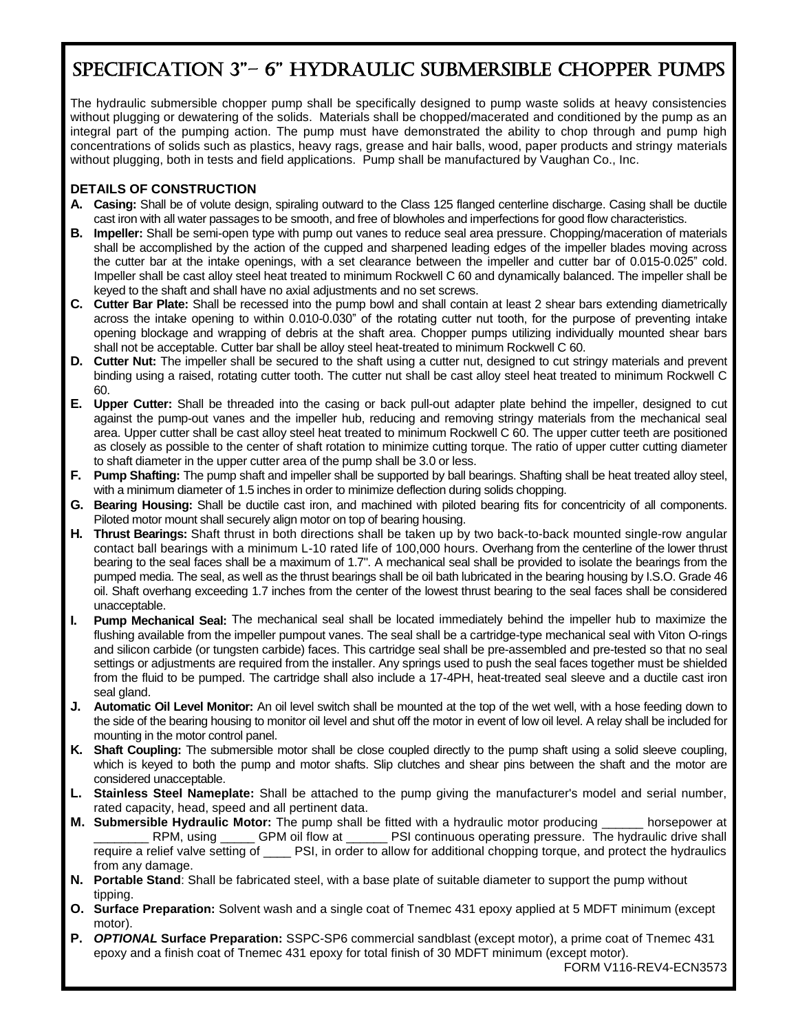# SPECIFICATION 3"- 6" HYDRAULIC SUBMERSIBLE CHOPPER PUMPS

The hydraulic submersible chopper pump shall be specifically designed to pump waste solids at heavy consistencies without plugging or dewatering of the solids. Materials shall be chopped/macerated and conditioned by the pump as an integral part of the pumping action. The pump must have demonstrated the ability to chop through and pump high concentrations of solids such as plastics, heavy rags, grease and hair balls, wood, paper products and stringy materials without plugging, both in tests and field applications. Pump shall be manufactured by Vaughan Co., Inc.

### DETAILS OF CONSTRUCTION

**A. Casing:** Shall be of volute design, spiraling outward to the Class 125 flanged centerline discharge. Casing shall be ductile cast iron with all water passages to be smooth, and free of blowholes and imperfections for good flow characteristics.

**B. Impeller:** Shall be semi-open type with pump out vanes to reduce seal area pressure. Chopping/maceration of materials shall be accomplished by the action of the cupped and sharpened leading edges of the impeller blades moving across the cutter bar at the intake openings, with a set clearance between the impeller and cutter bar of 0.015-0.025" cold. Impeller shall be cast alloy steel heat treated to minimum Rockwell C 60 and dynamically balanced. The impeller shall be keyed to the shaft and shall have no axial adjustments and no set screws.

**C. Cutter Bar Plate:** Shall be recessed into the pump bowl and shall contain at least 2 shear bars extending diametrically across the intake opening to within 0.010-0.030" of the rotating cutter nut tooth, for the purpose of preventing intake opening blockage and wrapping of debris at the shaft area. Chopper pumps utilizing individually mounted shear bars shall not be acceptable. Cutter bar shall be alloy steel heat-treated to minimum Rockwell C 60.

**D. Cutter Nut:** The impeller shall be secured to the shaft using a cutter nut, designed to cut stringy materials and prevent binding using a raised, rotating cutter tooth. The cutter nut shall be cast alloy steel heat treated to minimum Rockwell C 60.

**E. Upper Cutter:** Shall be threaded into the casing or back pull-out adapter plate behind the impeller, designed to cut against the pump-out vanes and the impeller hub, reducing and removing stringy materials from the mechanical seal area. Upper cutter shall be cast alloy steel heat treated to minimum Rockwell C 60. The upper cutter teeth are positioned as closely as possible to the center of shaft rotation to minimize cutting torque. The ratio of upper cutter cutting diameter to shaft diameter in the upper cutter area of the pump shall be 3.0 or less.

**F. Pump Shafting:** The pump shaft and impeller shall be supported by ball bearings. Shafting shall be heat treated alloy steel, with a minimum diameter of 1.5 inches in order to minimize deflection during solids chopping.

**G. Bearing Housing:** Shall be ductile cast iron, and machined with piloted bearing fits for concentricity of all components. Piloted motor mount shall securely align motor on top of bearing housing.

**H. Thrust Bearings:** Shaft thrust in both directions shall be taken up by two back-to-back mounted single-row angular contact ball bearings with a minimum L-10 rated life of 100,000 hours. Overhang from the centerline of the lower thrust bearing to the seal faces shall be a maximum of 1.7". A mechanical seal shall be provided to isolate the bearings from the pumped media. The seal, as well as the thrust bearings shall be oil bath lubricated in the bearing housing by I.S.O. Grade 46 oil. Shaft overhang exceeding 1.7 inches from the center of the lowest thrust bearing to the seal faces shall be considered unacceptable.

**I. Pump Mechanical Seal:** The mechanical seal shall be located immediately behind the impeller hub to maximize the flushing available from the impeller pumpout vanes. The seal shall be a cartridge-type mechanical seal with Viton O-rings and silicon carbide (or tungsten carbide) faces. This cartridge seal shall be pre-assembled and pre-tested so that no seal settings or adjustments are required from the installer. Any springs used to push the seal faces together must be shielded from the fluid to be pumped. The cartridge shall also include a 17-4PH, heat-treated seal sleeve and a ductile cast iron seal gland.

**J. Automatic Oil Level Monitor:** An oil level switch shall be mounted at the top of the wet well, with a hose feeding down to the side of the bearing housing to monitor oil level and shut off the motor in event of low oil level. A relay shall be included for mounting in the motor control panel.

**K. Shaft Coupling:** The submersible motor shall be close coupled directly to the pump shaft using a solid sleeve coupling, which is keyed to both the pump and motor shafts. Slip clutches and shear pins between the shaft and the motor are considered unacceptable.

**L. Stainless Steel Nameplate:** Shall be attached to the pump giving the manufacturer's model and serial number, rated capacity, head, speed and all pertinent data.

**M. Submersible Hydraulic Motor:** The pump shall be fitted with a hydraulic motor producing ______ horsepower at ________ RPM, using _____ GPM oil flow at ______ PSI continuous operating pressure. The hydraulic drive shall require a relief valve setting of ____ PSI, in order to allow for additional chopping torque, and protect the hydraulics from any damage.

**N. Portable Stand**: Shall be fabricated steel, with a base plate of suitable diameter to support the pump without tipping.

**O. Surface Preparation:** Solvent wash and a single coat of Tnemec 431 epoxy applied at 5 MDFT minimum (except motor).

**P.** ***OPTIONAL*** **Surface Preparation:** SSPC-SP6 commercial sandblast (except motor), a prime coat of Tnemec 431 epoxy and a finish coat of Tnemec 431 epoxy for total finish of 30 MDFT minimum (except motor).

FORM V116-REV4-ECN3573